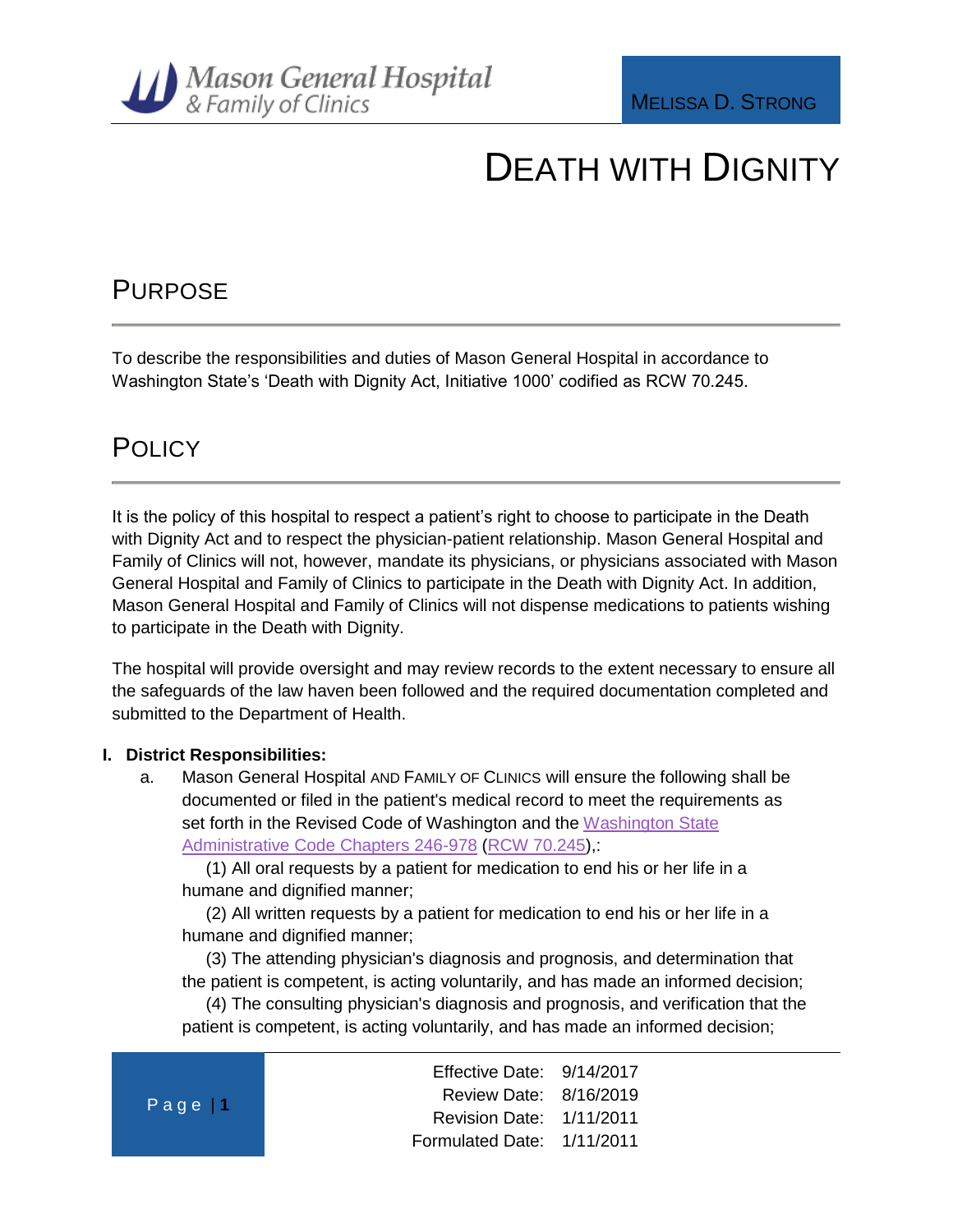Mason General Hospital & Family of Clinics

MELISSA D. STRONG

# DEATH WITH DIGNITY

## PURPOSE

To describe the responsibilities and duties of Mason General Hospital in accordance to Washington State's 'Death with Dignity Act, Initiative 1000' codified as RCW 70.245.

## POLICY

It is the policy of this hospital to respect a patient's right to choose to participate in the Death with Dignity Act and to respect the physician-patient relationship. Mason General Hospital and Family of Clinics will not, however, mandate its physicians, or physicians associated with Mason General Hospital and Family of Clinics to participate in the Death with Dignity Act. In addition, Mason General Hospital and Family of Clinics will not dispense medications to patients wishing to participate in the Death with Dignity.

The hospital will provide oversight and may review records to the extent necessary to ensure all the safeguards of the law haven been followed and the required documentation completed and submitted to the Department of Health.

**I. District Responsibilities:**

a. Mason General Hospital AND FAMILY OF CLINICS will ensure the following shall be documented or filed in the patient's medical record to meet the requirements as set forth in the Revised Code of Washington and the Washington State Administrative Code Chapters 246-978 (RCW 70.245),:

(1) All oral requests by a patient for medication to end his or her life in a humane and dignified manner;

(2) All written requests by a patient for medication to end his or her life in a humane and dignified manner;

(3) The attending physician's diagnosis and prognosis, and determination that the patient is competent, is acting voluntarily, and has made an informed decision;

(4) The consulting physician's diagnosis and prognosis, and verification that the patient is competent, is acting voluntarily, and has made an informed decision;

Effective Date: 9/14/2017
Review Date: 8/16/2019
Revision Date: 1/11/2011
Formulated Date: 1/11/2011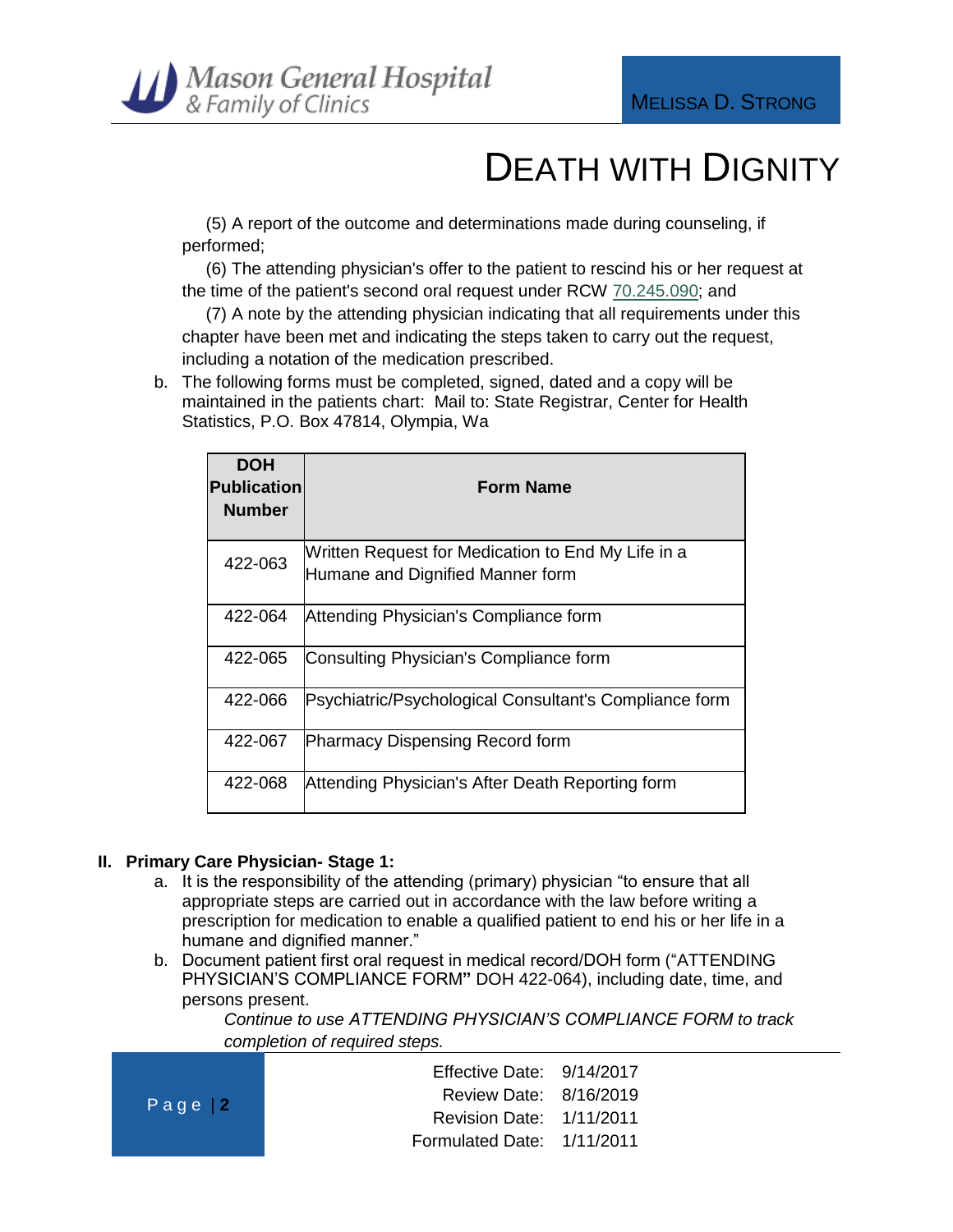(5) A report of the outcome and determinations made during counseling, if performed;

(6) The attending physician's offer to the patient to rescind his or her request at the time of the patient's second oral request under RCW 70.245.090; and

(7) A note by the attending physician indicating that all requirements under this chapter have been met and indicating the steps taken to carry out the request, including a notation of the medication prescribed.

b. The following forms must be completed, signed, dated and a copy will be maintained in the patients chart: Mail to: State Registrar, Center for Health Statistics, P.O. Box 47814, Olympia, Wa

| DOH Publication Number | Form Name |
|---|---|
| 422-063 | Written Request for Medication to End My Life in a Humane and Dignified Manner form |
| 422-064 | Attending Physician's Compliance form |
| 422-065 | Consulting Physician's Compliance form |
| 422-066 | Psychiatric/Psychological Consultant's Compliance form |
| 422-067 | Pharmacy Dispensing Record form |
| 422-068 | Attending Physician's After Death Reporting form |

**II. Primary Care Physician- Stage 1:**

a. It is the responsibility of the attending (primary) physician "to ensure that all appropriate steps are carried out in accordance with the law before writing a prescription for medication to enable a qualified patient to end his or her life in a humane and dignified manner."

b. Document patient first oral request in medical record/DOH form ("ATTENDING PHYSICIAN'S COMPLIANCE FORM**"** DOH 422-064), including date, time, and persons present.

*Continue to use ATTENDING PHYSICIAN'S COMPLIANCE FORM to track completion of required steps.*

Effective Date: 9/14/2017
Review Date: 8/16/2019
Revision Date: 1/11/2011
Formulated Date: 1/11/2011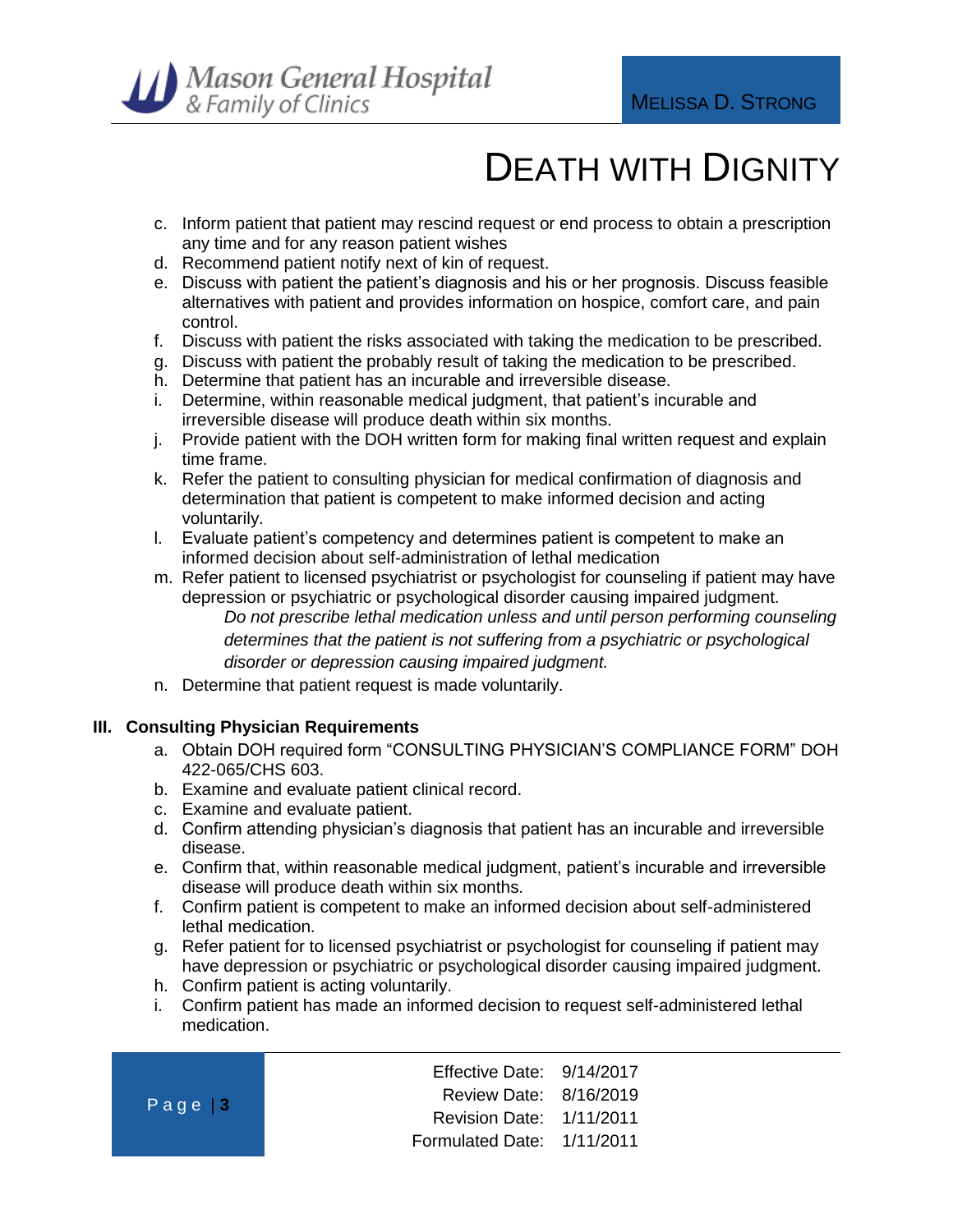c. Inform patient that patient may rescind request or end process to obtain a prescription any time and for any reason patient wishes
d. Recommend patient notify next of kin of request.
e. Discuss with patient the patient's diagnosis and his or her prognosis. Discuss feasible alternatives with patient and provides information on hospice, comfort care, and pain control.
f. Discuss with patient the risks associated with taking the medication to be prescribed.
g. Discuss with patient the probably result of taking the medication to be prescribed.
h. Determine that patient has an incurable and irreversible disease.
i. Determine, within reasonable medical judgment, that patient's incurable and irreversible disease will produce death within six months.
j. Provide patient with the DOH written form for making final written request and explain time frame.
k. Refer the patient to consulting physician for medical confirmation of diagnosis and determination that patient is competent to make informed decision and acting voluntarily.
l. Evaluate patient's competency and determines patient is competent to make an informed decision about self-administration of lethal medication
m. Refer patient to licensed psychiatrist or psychologist for counseling if patient may have depression or psychiatric or psychological disorder causing impaired judgment.

    *Do not prescribe lethal medication unless and until person performing counseling determines that the patient is not suffering from a psychiatric or psychological disorder or depression causing impaired judgment.*

n. Determine that patient request is made voluntarily.

## III. Consulting Physician Requirements

a. Obtain DOH required form "CONSULTING PHYSICIAN'S COMPLIANCE FORM" DOH 422-065/CHS 603.
b. Examine and evaluate patient clinical record.
c. Examine and evaluate patient.
d. Confirm attending physician's diagnosis that patient has an incurable and irreversible disease.
e. Confirm that, within reasonable medical judgment, patient's incurable and irreversible disease will produce death within six months.
f. Confirm patient is competent to make an informed decision about self-administered lethal medication.
g. Refer patient for to licensed psychiatrist or psychologist for counseling if patient may have depression or psychiatric or psychological disorder causing impaired judgment.
h. Confirm patient is acting voluntarily.
i. Confirm patient has made an informed decision to request self-administered lethal medication.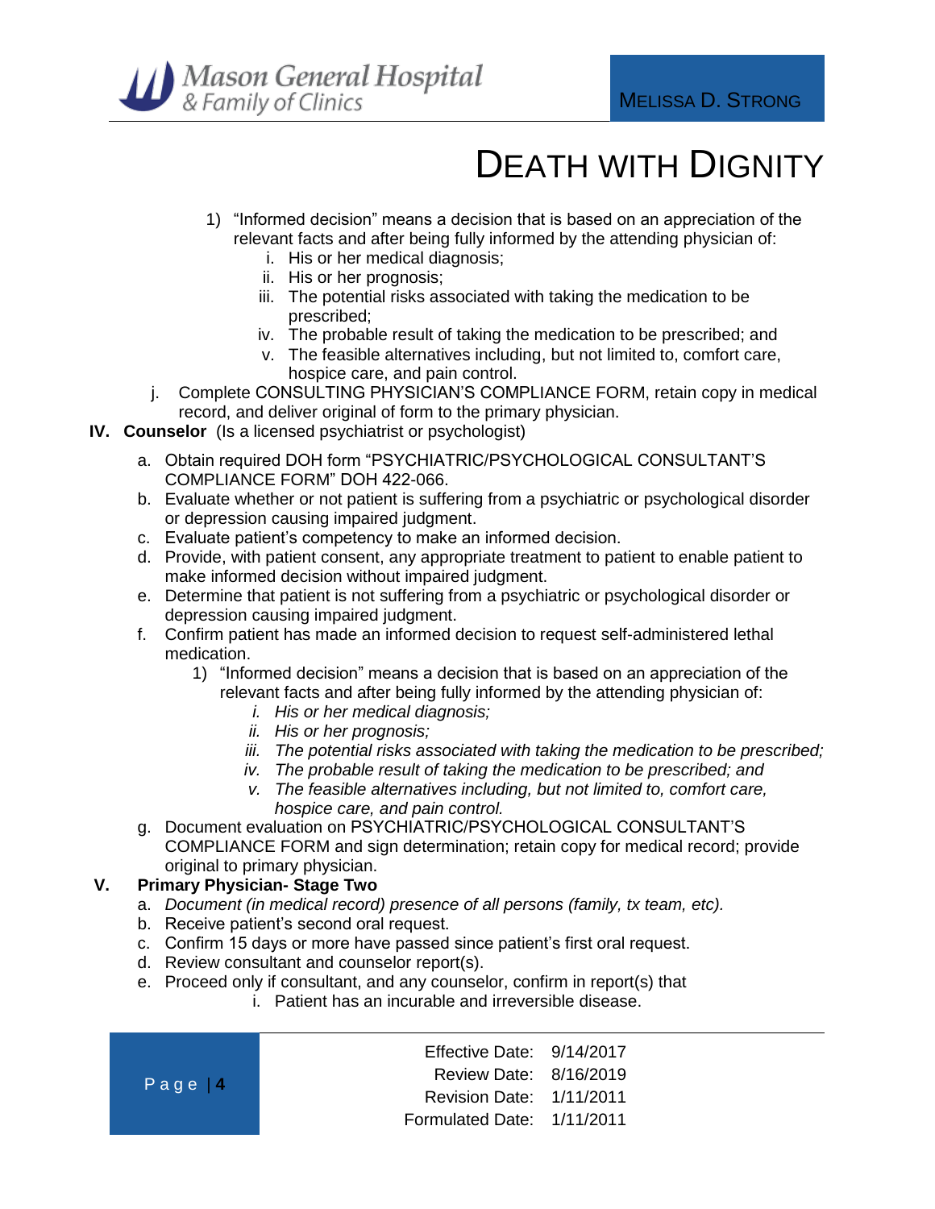1) "Informed decision" means a decision that is based on an appreciation of the relevant facts and after being fully informed by the attending physician of:
   i. His or her medical diagnosis;
   ii. His or her prognosis;
   iii. The potential risks associated with taking the medication to be prescribed;
   iv. The probable result of taking the medication to be prescribed; and
   v. The feasible alternatives including, but not limited to, comfort care, hospice care, and pain control.

j. Complete CONSULTING PHYSICIAN'S COMPLIANCE FORM, retain copy in medical record, and deliver original of form to the primary physician.

**IV. Counselor** (Is a licensed psychiatrist or psychologist)

a. Obtain required DOH form "PSYCHIATRIC/PSYCHOLOGICAL CONSULTANT'S COMPLIANCE FORM" DOH 422-066.
b. Evaluate whether or not patient is suffering from a psychiatric or psychological disorder or depression causing impaired judgment.
c. Evaluate patient's competency to make an informed decision.
d. Provide, with patient consent, any appropriate treatment to patient to enable patient to make informed decision without impaired judgment.
e. Determine that patient is not suffering from a psychiatric or psychological disorder or depression causing impaired judgment.
f. Confirm patient has made an informed decision to request self-administered lethal medication.
   1) "Informed decision" means a decision that is based on an appreciation of the relevant facts and after being fully informed by the attending physician of:
      *i. His or her medical diagnosis;*
      *ii. His or her prognosis;*
      *iii. The potential risks associated with taking the medication to be prescribed;*
      *iv. The probable result of taking the medication to be prescribed; and*
      *v. The feasible alternatives including, but not limited to, comfort care, hospice care, and pain control.*
g. Document evaluation on PSYCHIATRIC/PSYCHOLOGICAL CONSULTANT'S COMPLIANCE FORM and sign determination; retain copy for medical record; provide original to primary physician.

**V. Primary Physician- Stage Two**

a. *Document (in medical record) presence of all persons (family, tx team, etc).*
b. Receive patient's second oral request.
c. Confirm 15 days or more have passed since patient's first oral request.
d. Review consultant and counselor report(s).
e. Proceed only if consultant, and any counselor, confirm in report(s) that
   i. Patient has an incurable and irreversible disease.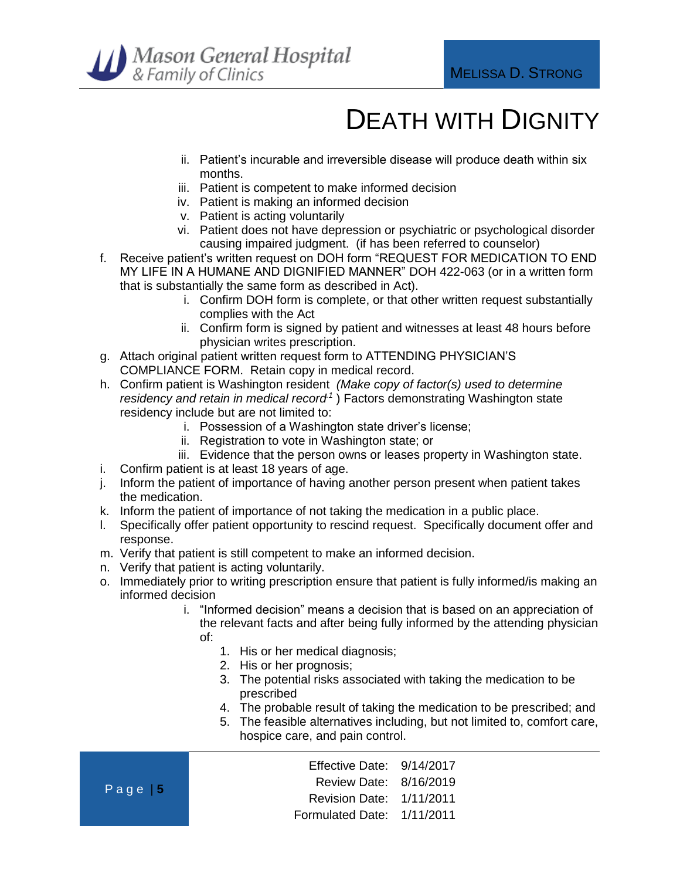ii. Patient's incurable and irreversible disease will produce death within six months.
iii. Patient is competent to make informed decision
iv. Patient is making an informed decision
v. Patient is acting voluntarily
vi. Patient does not have depression or psychiatric or psychological disorder causing impaired judgment. (if has been referred to counselor)

f. Receive patient's written request on DOH form "REQUEST FOR MEDICATION TO END MY LIFE IN A HUMANE AND DIGNIFIED MANNER" DOH 422-063 (or in a written form that is substantially the same form as described in Act).
   i. Confirm DOH form is complete, or that other written request substantially complies with the Act
   ii. Confirm form is signed by patient and witnesses at least 48 hours before physician writes prescription.
g. Attach original patient written request form to ATTENDING PHYSICIAN'S COMPLIANCE FORM. Retain copy in medical record.
h. Confirm patient is Washington resident *(Make copy of factor(s) used to determine residency and retain in medical record*[1] ) Factors demonstrating Washington state residency include but are not limited to:
   i. Possession of a Washington state driver's license;
   ii. Registration to vote in Washington state; or
   iii. Evidence that the person owns or leases property in Washington state.
i. Confirm patient is at least 18 years of age.
j. Inform the patient of importance of having another person present when patient takes the medication.
k. Inform the patient of importance of not taking the medication in a public place.
l. Specifically offer patient opportunity to rescind request. Specifically document offer and response.
m. Verify that patient is still competent to make an informed decision.
n. Verify that patient is acting voluntarily.
o. Immediately prior to writing prescription ensure that patient is fully informed/is making an informed decision
   i. "Informed decision" means a decision that is based on an appreciation of the relevant facts and after being fully informed by the attending physician of:
      1. His or her medical diagnosis;
      2. His or her prognosis;
      3. The potential risks associated with taking the medication to be prescribed
      4. The probable result of taking the medication to be prescribed; and
      5. The feasible alternatives including, but not limited to, comfort care, hospice care, and pain control.

Effective Date: 9/14/2017
Review Date: 8/16/2019
Revision Date: 1/11/2011
Formulated Date: 1/11/2011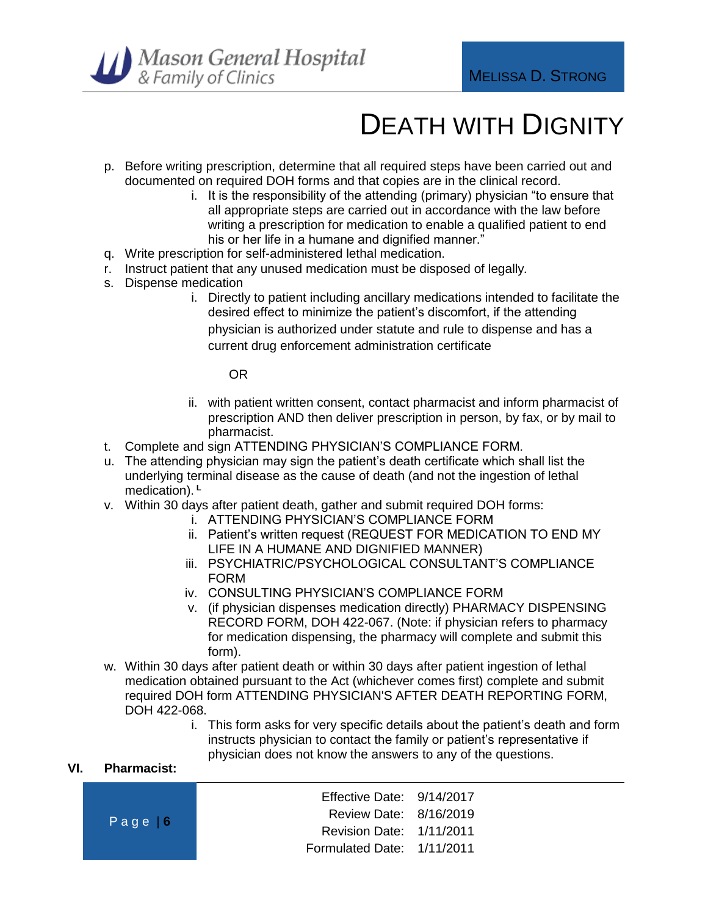p. Before writing prescription, determine that all required steps have been carried out and documented on required DOH forms and that copies are in the clinical record.
    i. It is the responsibility of the attending (primary) physician "to ensure that all appropriate steps are carried out in accordance with the law before writing a prescription for medication to enable a qualified patient to end his or her life in a humane and dignified manner."

q. Write prescription for self-administered lethal medication.

r. Instruct patient that any unused medication must be disposed of legally.

s. Dispense medication
    i. Directly to patient including ancillary medications intended to facilitate the desired effect to minimize the patient's discomfort, if the attending physician is authorized under statute and rule to dispense and has a current drug enforcement administration certificate

       OR

    ii. with patient written consent, contact pharmacist and inform pharmacist of prescription AND then deliver prescription in person, by fax, or by mail to pharmacist.

t. Complete and sign ATTENDING PHYSICIAN'S COMPLIANCE FORM.

u. The attending physician may sign the patient's death certificate which shall list the underlying terminal disease as the cause of death (and not the ingestion of lethal medication). [L]

v. Within 30 days after patient death, gather and submit required DOH forms:
    i. ATTENDING PHYSICIAN'S COMPLIANCE FORM
    ii. Patient's written request (REQUEST FOR MEDICATION TO END MY LIFE IN A HUMANE AND DIGNIFIED MANNER)
    iii. PSYCHIATRIC/PSYCHOLOGICAL CONSULTANT'S COMPLIANCE FORM
    iv. CONSULTING PHYSICIAN'S COMPLIANCE FORM
    v. (if physician dispenses medication directly) PHARMACY DISPENSING RECORD FORM, DOH 422-067. (Note: if physician refers to pharmacy for medication dispensing, the pharmacy will complete and submit this form).

w. Within 30 days after patient death or within 30 days after patient ingestion of lethal medication obtained pursuant to the Act (whichever comes first) complete and submit required DOH form ATTENDING PHYSICIAN'S AFTER DEATH REPORTING FORM, DOH 422-068.
    i. This form asks for very specific details about the patient's death and form instructs physician to contact the family or patient's representative if physician does not know the answers to any of the questions.

**VI. Pharmacist:**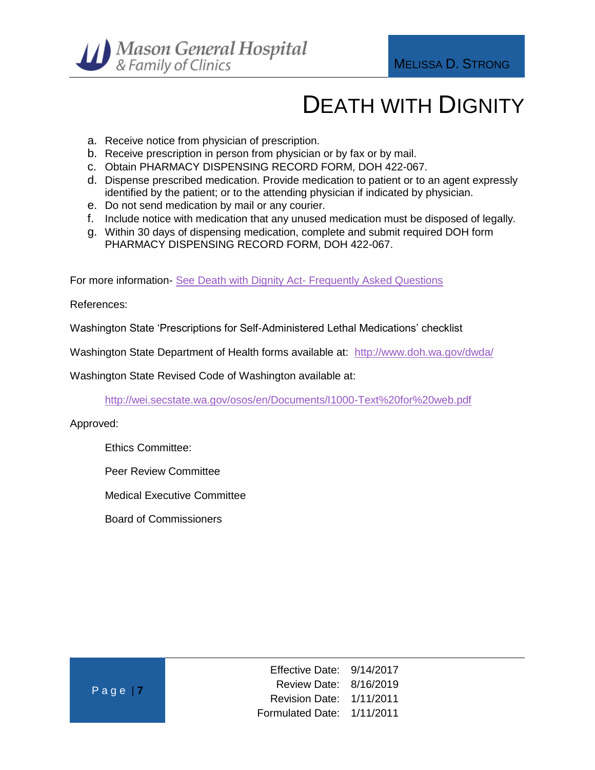a. Receive notice from physician of prescription.
b. Receive prescription in person from physician or by fax or by mail.
c. Obtain PHARMACY DISPENSING RECORD FORM, DOH 422-067.
d. Dispense prescribed medication. Provide medication to patient or to an agent expressly identified by the patient; or to the attending physician if indicated by physician.
e. Do not send medication by mail or any courier.
f. Include notice with medication that any unused medication must be disposed of legally.
g. Within 30 days of dispensing medication, complete and submit required DOH form PHARMACY DISPENSING RECORD FORM, DOH 422-067.

For more information- See Death with Dignity Act- Frequently Asked Questions

References:

Washington State 'Prescriptions for Self-Administered Lethal Medications' checklist

Washington State Department of Health forms available at: http://www.doh.wa.gov/dwda/

Washington State Revised Code of Washington available at:

http://wei.secstate.wa.gov/osos/en/Documents/I1000-Text%20for%20web.pdf

Approved:

Ethics Committee:

Peer Review Committee

Medical Executive Committee

Board of Commissioners

| | |
|---|---|
| Effective Date: | 9/14/2017 |
| Review Date: | 8/16/2019 |
| Revision Date: | 1/11/2011 |
| Formulated Date: | 1/11/2011 |